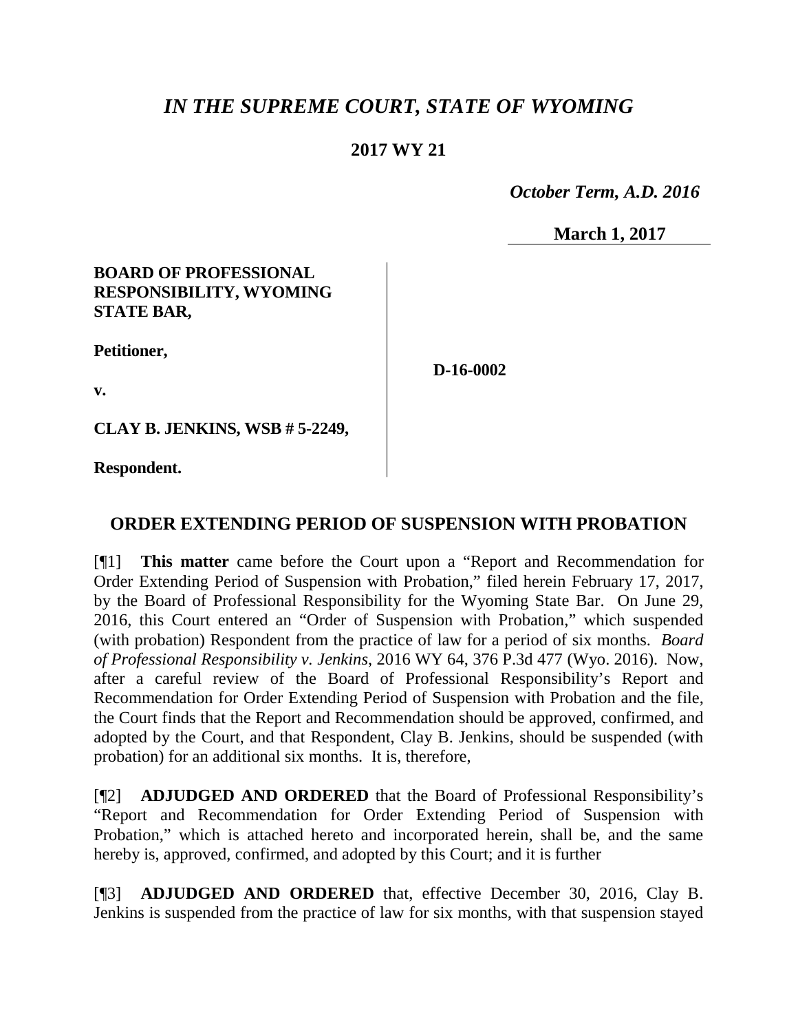# *IN THE SUPREME COURT, STATE OF WYOMING*

**2017 WY 21**

*October Term, A.D. 2016*

**March 1, 2017**

**BOARD OF PROFESSIONAL RESPONSIBILITY, WYOMING STATE BAR,**

**Petitioner,**

**v.**

**CLAY B. JENKINS, WSB # 5-2249,**

**Respondent.**

**D-16-0002**

## ORDER EXTENDING PERIOD OF SUSPENSION WITH PROBATION

[¶1] **This matter** came before the Court upon a "Report and Recommendation for Order Extending Period of Suspension with Probation," filed herein February 17, 2017, by the Board of Professional Responsibility for the Wyoming State Bar. On June 29, 2016, this Court entered an "Order of Suspension with Probation," which suspended (with probation) Respondent from the practice of law for a period of six months. *Board of Professional Responsibility v. Jenkins*, 2016 WY 64, 376 P.3d 477 (Wyo. 2016). Now, after a careful review of the Board of Professional Responsibility's Report and Recommendation for Order Extending Period of Suspension with Probation and the file, the Court finds that the Report and Recommendation should be approved, confirmed, and adopted by the Court, and that Respondent, Clay B. Jenkins, should be suspended (with probation) for an additional six months. It is, therefore,

[¶2] **ADJUDGED AND ORDERED** that the Board of Professional Responsibility's "Report and Recommendation for Order Extending Period of Suspension with Probation," which is attached hereto and incorporated herein, shall be, and the same hereby is, approved, confirmed, and adopted by this Court; and it is further

[¶3] **ADJUDGED AND ORDERED** that, effective December 30, 2016, Clay B. Jenkins is suspended from the practice of law for six months, with that suspension stayed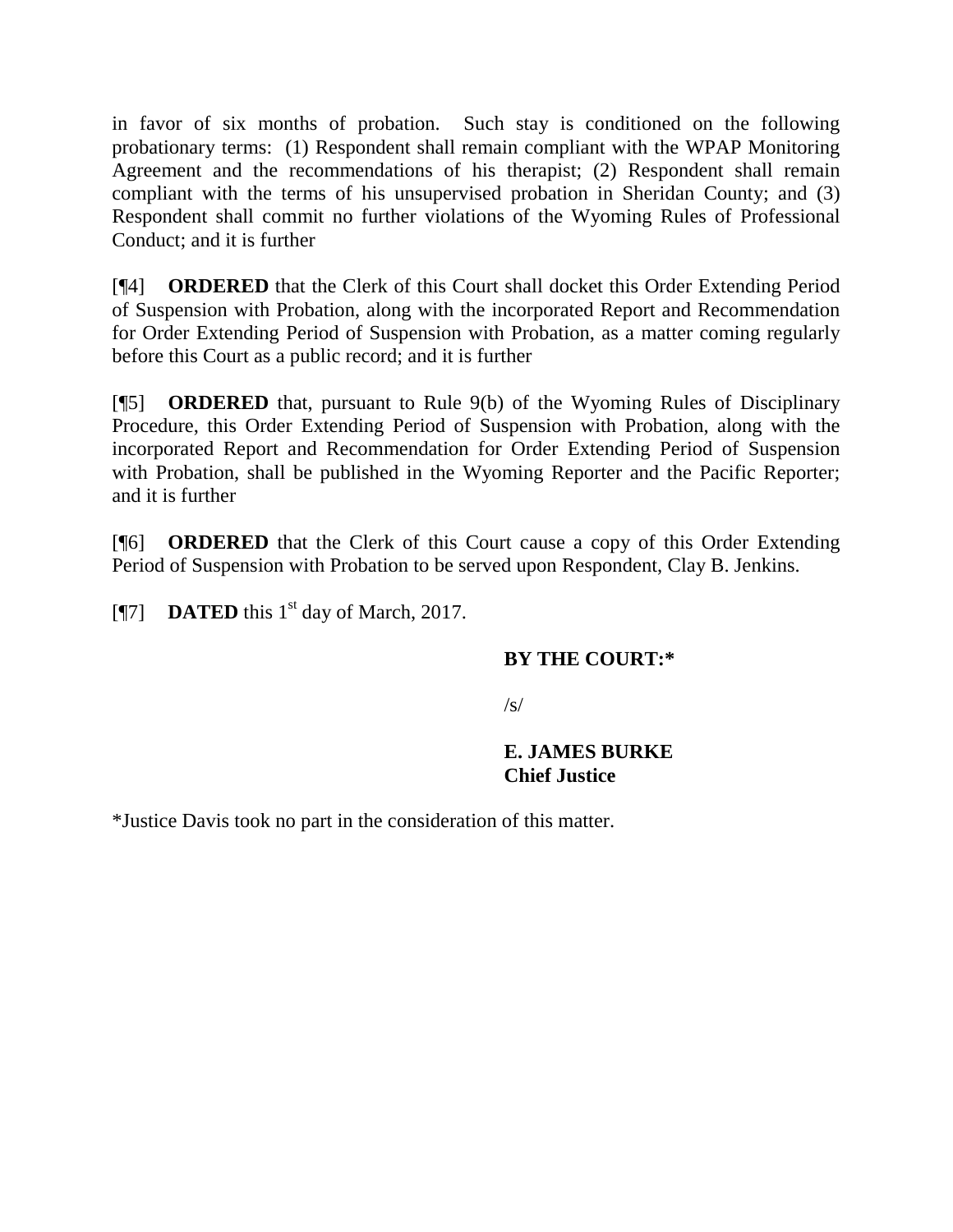in favor of six months of probation. Such stay is conditioned on the following probationary terms: (1) Respondent shall remain compliant with the WPAP Monitoring Agreement and the recommendations of his therapist; (2) Respondent shall remain compliant with the terms of his unsupervised probation in Sheridan County; and (3) Respondent shall commit no further violations of the Wyoming Rules of Professional Conduct; and it is further

[¶4] **ORDERED** that the Clerk of this Court shall docket this Order Extending Period of Suspension with Probation, along with the incorporated Report and Recommendation for Order Extending Period of Suspension with Probation, as a matter coming regularly before this Court as a public record; and it is further

[¶5] **ORDERED** that, pursuant to Rule 9(b) of the Wyoming Rules of Disciplinary Procedure, this Order Extending Period of Suspension with Probation, along with the incorporated Report and Recommendation for Order Extending Period of Suspension with Probation, shall be published in the Wyoming Reporter and the Pacific Reporter; and it is further

[¶6] **ORDERED** that the Clerk of this Court cause a copy of this Order Extending Period of Suspension with Probation to be served upon Respondent, Clay B. Jenkins.

[¶7] **DATED** this 1st day of March, 2017.

**BY THE COURT:***

/s/

**E. JAMES BURKE**
**Chief Justice**

*Justice Davis took no part in the consideration of this matter.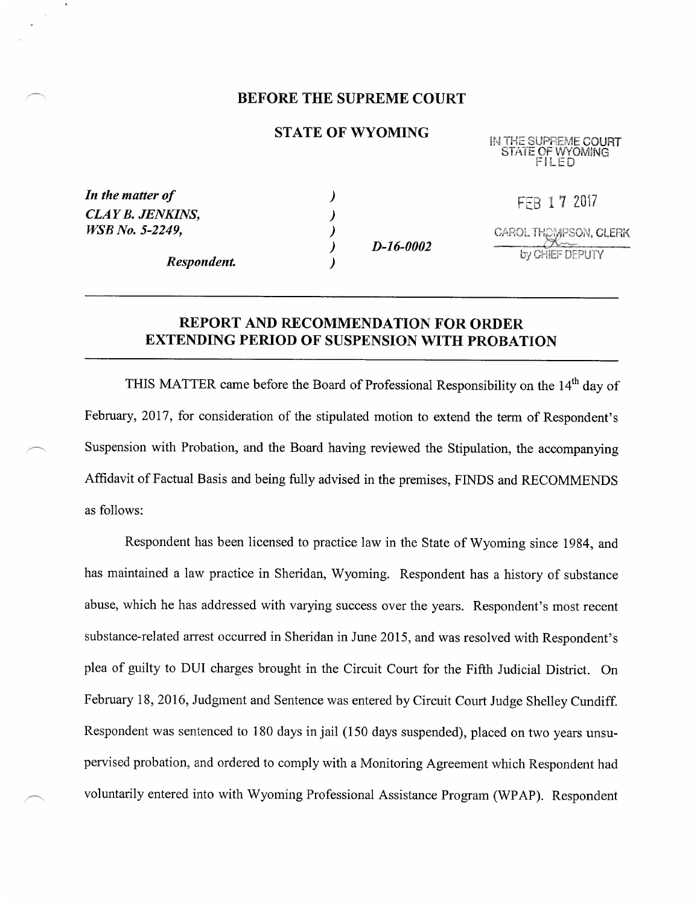## BEFORE THE SUPREME COURT

## STATE OF WYOMING

IN THE SUPREME COURT
STATE OF WYOMING
FILED

FEB 17 2017

CAROL THOMPSON, CLERK
by CHIEF DEPUTY

*In the matter of*
*CLAY B. JENKINS,*
*WSB No. 5-2249,*

*Respondent.*

*D-16-0002*

---

## REPORT AND RECOMMENDATION FOR ORDER EXTENDING PERIOD OF SUSPENSION WITH PROBATION

---

THIS MATTER came before the Board of Professional Responsibility on the 14th day of February, 2017, for consideration of the stipulated motion to extend the term of Respondent's Suspension with Probation, and the Board having reviewed the Stipulation, the accompanying Affidavit of Factual Basis and being fully advised in the premises, FINDS and RECOMMENDS as follows:

Respondent has been licensed to practice law in the State of Wyoming since 1984, and has maintained a law practice in Sheridan, Wyoming. Respondent has a history of substance abuse, which he has addressed with varying success over the years. Respondent's most recent substance-related arrest occurred in Sheridan in June 2015, and was resolved with Respondent's plea of guilty to DUI charges brought in the Circuit Court for the Fifth Judicial District. On February 18, 2016, Judgment and Sentence was entered by Circuit Court Judge Shelley Cundiff. Respondent was sentenced to 180 days in jail (150 days suspended), placed on two years unsupervised probation, and ordered to comply with a Monitoring Agreement which Respondent had voluntarily entered into with Wyoming Professional Assistance Program (WPAP). Respondent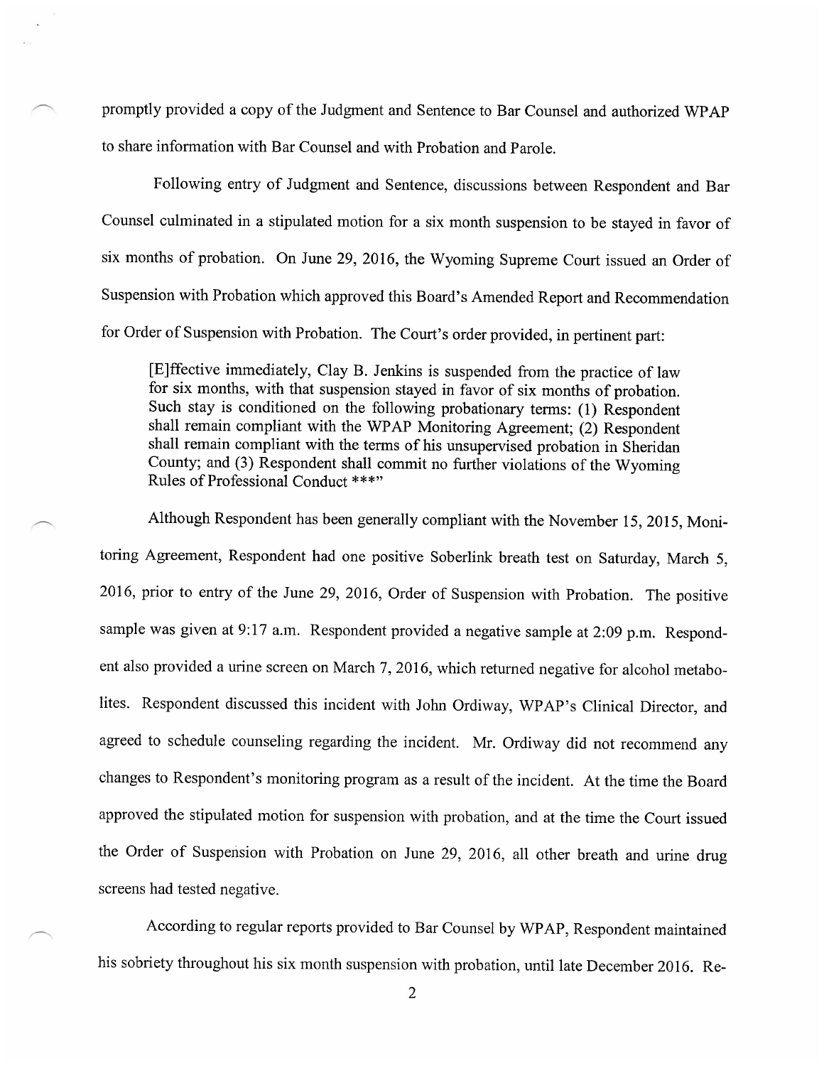promptly provided a copy of the Judgment and Sentence to Bar Counsel and authorized WPAP to share information with Bar Counsel and with Probation and Parole.

Following entry of Judgment and Sentence, discussions between Respondent and Bar Counsel culminated in a stipulated motion for a six month suspension to be stayed in favor of six months of probation. On June 29, 2016, the Wyoming Supreme Court issued an Order of Suspension with Probation which approved this Board's Amended Report and Recommendation for Order of Suspension with Probation. The Court's order provided, in pertinent part:

> [E]ffective immediately, Clay B. Jenkins is suspended from the practice of law for six months, with that suspension stayed in favor of six months of probation. Such stay is conditioned on the following probationary terms: (1) Respondent shall remain compliant with the WPAP Monitoring Agreement; (2) Respondent shall remain compliant with the terms of his unsupervised probation in Sheridan County; and (3) Respondent shall commit no further violations of the Wyoming Rules of Professional Conduct ***"

Although Respondent has been generally compliant with the November 15, 2015, Monitoring Agreement, Respondent had one positive Soberlink breath test on Saturday, March 5, 2016, prior to entry of the June 29, 2016, Order of Suspension with Probation. The positive sample was given at 9:17 a.m. Respondent provided a negative sample at 2:09 p.m. Respondent also provided a urine screen on March 7, 2016, which returned negative for alcohol metabolites. Respondent discussed this incident with John Ordiway, WPAP's Clinical Director, and agreed to schedule counseling regarding the incident. Mr. Ordiway did not recommend any changes to Respondent's monitoring program as a result of the incident. At the time the Board approved the stipulated motion for suspension with probation, and at the time the Court issued the Order of Suspension with Probation on June 29, 2016, all other breath and urine drug screens had tested negative.

According to regular reports provided to Bar Counsel by WPAP, Respondent maintained his sobriety throughout his six month suspension with probation, until late December 2016. Re-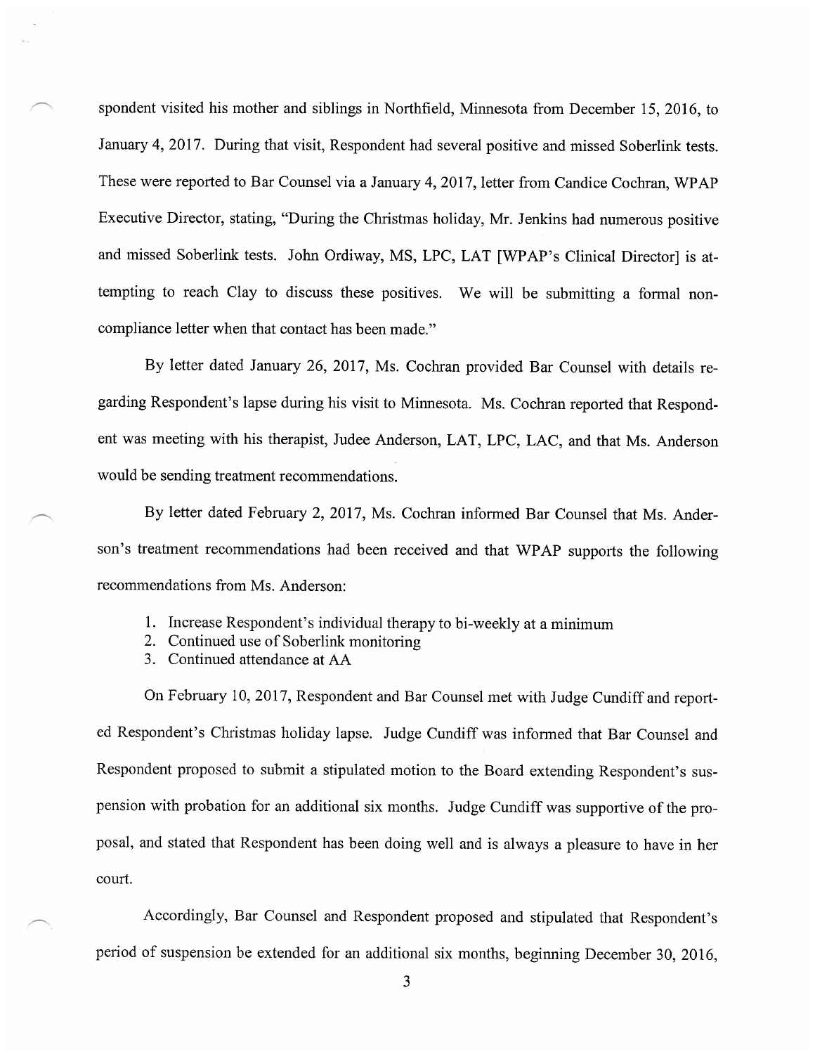spondent visited his mother and siblings in Northfield, Minnesota from December 15, 2016, to January 4, 2017. During that visit, Respondent had several positive and missed Soberlink tests. These were reported to Bar Counsel via a January 4, 2017, letter from Candice Cochran, WPAP Executive Director, stating, "During the Christmas holiday, Mr. Jenkins had numerous positive and missed Soberlink tests. John Ordiway, MS, LPC, LAT [WPAP's Clinical Director] is attempting to reach Clay to discuss these positives. We will be submitting a formal noncompliance letter when that contact has been made."

By letter dated January 26, 2017, Ms. Cochran provided Bar Counsel with details regarding Respondent's lapse during his visit to Minnesota. Ms. Cochran reported that Respondent was meeting with his therapist, Judee Anderson, LAT, LPC, LAC, and that Ms. Anderson would be sending treatment recommendations.

By letter dated February 2, 2017, Ms. Cochran informed Bar Counsel that Ms. Anderson's treatment recommendations had been received and that WPAP supports the following recommendations from Ms. Anderson:

1. Increase Respondent's individual therapy to bi-weekly at a minimum
2. Continued use of Soberlink monitoring
3. Continued attendance at AA

On February 10, 2017, Respondent and Bar Counsel met with Judge Cundiff and reported Respondent's Christmas holiday lapse. Judge Cundiff was informed that Bar Counsel and Respondent proposed to submit a stipulated motion to the Board extending Respondent's suspension with probation for an additional six months. Judge Cundiff was supportive of the proposal, and stated that Respondent has been doing well and is always a pleasure to have in her court.

Accordingly, Bar Counsel and Respondent proposed and stipulated that Respondent's period of suspension be extended for an additional six months, beginning December 30, 2016,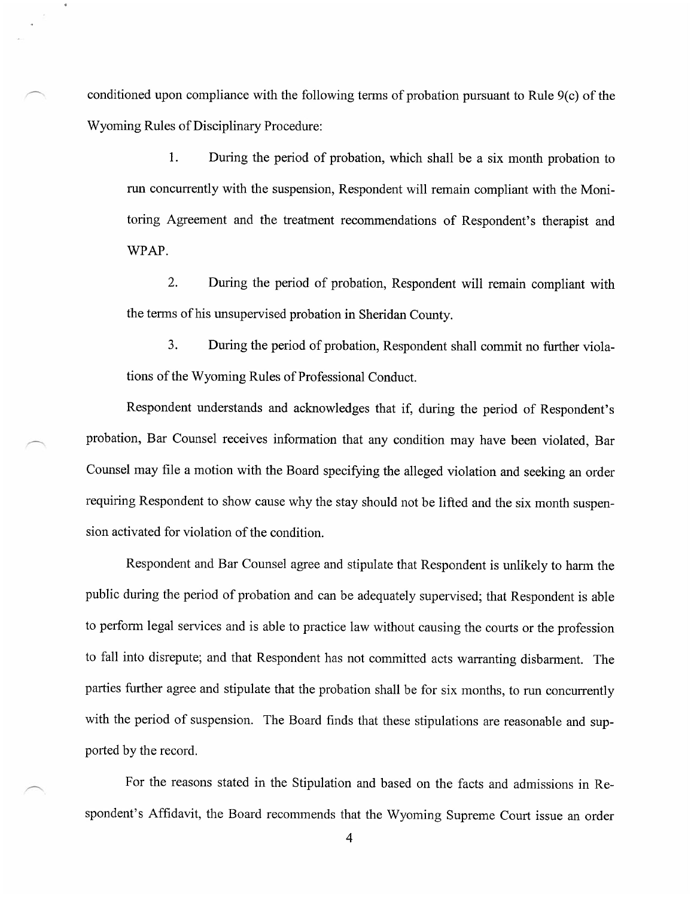conditioned upon compliance with the following terms of probation pursuant to Rule 9(c) of the Wyoming Rules of Disciplinary Procedure:

1. During the period of probation, which shall be a six month probation to run concurrently with the suspension, Respondent will remain compliant with the Monitoring Agreement and the treatment recommendations of Respondent's therapist and WPAP.

2. During the period of probation, Respondent will remain compliant with the terms of his unsupervised probation in Sheridan County.

3. During the period of probation, Respondent shall commit no further violations of the Wyoming Rules of Professional Conduct.

Respondent understands and acknowledges that if, during the period of Respondent's probation, Bar Counsel receives information that any condition may have been violated, Bar Counsel may file a motion with the Board specifying the alleged violation and seeking an order requiring Respondent to show cause why the stay should not be lifted and the six month suspension activated for violation of the condition.

Respondent and Bar Counsel agree and stipulate that Respondent is unlikely to harm the public during the period of probation and can be adequately supervised; that Respondent is able to perform legal services and is able to practice law without causing the courts or the profession to fall into disrepute; and that Respondent has not committed acts warranting disbarment. The parties further agree and stipulate that the probation shall be for six months, to run concurrently with the period of suspension. The Board finds that these stipulations are reasonable and supported by the record.

For the reasons stated in the Stipulation and based on the facts and admissions in Respondent's Affidavit, the Board recommends that the Wyoming Supreme Court issue an order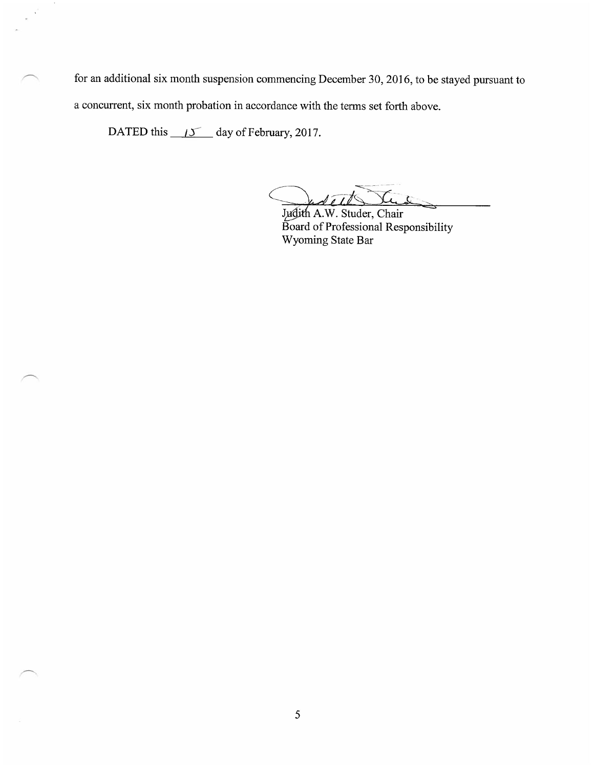for an additional six month suspension commencing December 30, 2016, to be stayed pursuant to a concurrent, six month probation in accordance with the terms set forth above.

DATED this 15 day of February, 2017.

Judith A.W. Studer, Chair
Board of Professional Responsibility
Wyoming State Bar